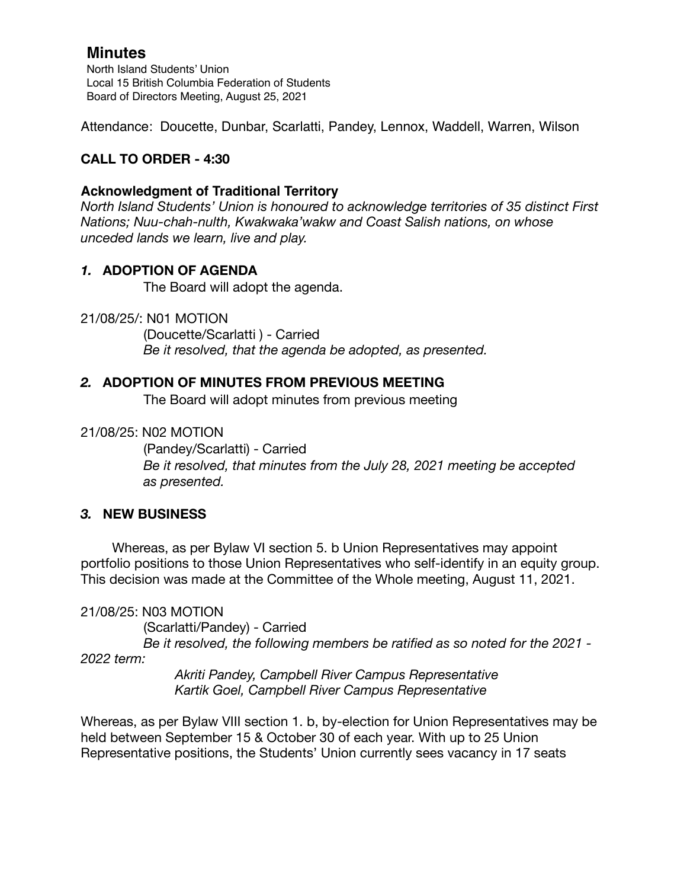# Minutes

North Island Students' Union
Local 15 British Columbia Federation of Students
Board of Directors Meeting, August 25, 2021

Attendance: Doucette, Dunbar, Scarlatti, Pandey, Lennox, Waddell, Warren, Wilson

**CALL TO ORDER - 4:30**

### Acknowledgment of Traditional Territory

*North Island Students' Union is honoured to acknowledge territories of 35 distinct First Nations; Nuu-chah-nulth, Kwakwaka'wakw and Coast Salish nations, on whose unceded lands we learn, live and play.*

## *1.* ADOPTION OF AGENDA

The Board will adopt the agenda.

21/08/25/: N01 MOTION

(Doucette/Scarlatti ) - Carried

*Be it resolved, that the agenda be adopted, as presented.*

## *2.* ADOPTION OF MINUTES FROM PREVIOUS MEETING

The Board will adopt minutes from previous meeting

21/08/25: N02 MOTION

(Pandey/Scarlatti) - Carried

*Be it resolved, that minutes from the July 28, 2021 meeting be accepted as presented.*

## *3.* NEW BUSINESS

Whereas, as per Bylaw VI section 5. b Union Representatives may appoint portfolio positions to those Union Representatives who self-identify in an equity group. This decision was made at the Committee of the Whole meeting, August 11, 2021.

21/08/25: N03 MOTION

(Scarlatti/Pandey) - Carried

*Be it resolved, the following members be ratified as so noted for the 2021 - 2022 term:*

*Akriti Pandey, Campbell River Campus Representative*
*Kartik Goel, Campbell River Campus Representative*

Whereas, as per Bylaw VIII section 1. b, by-election for Union Representatives may be held between September 15 & October 30 of each year. With up to 25 Union Representative positions, the Students' Union currently sees vacancy in 17 seats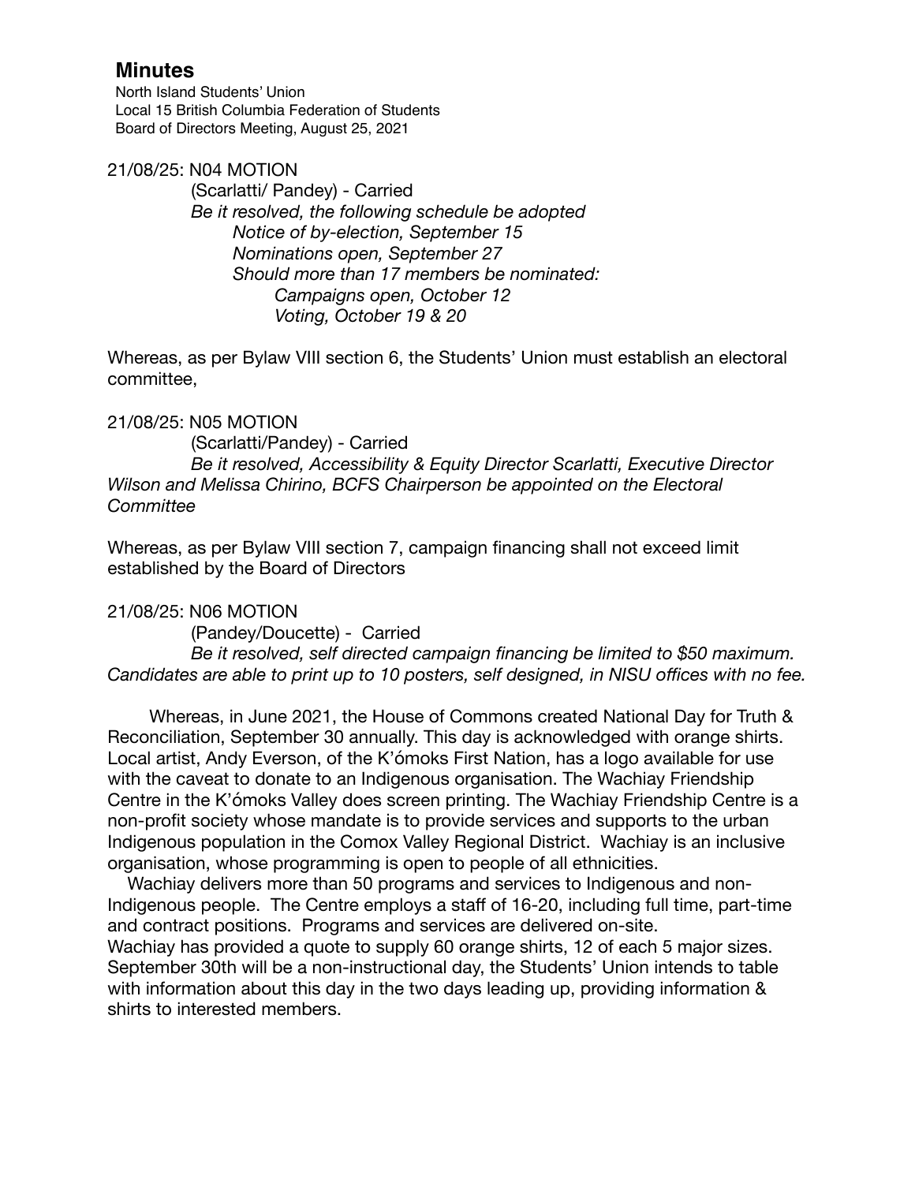## Minutes

North Island Students' Union
Local 15 British Columbia Federation of Students
Board of Directors Meeting, August 25, 2021

21/08/25: N04 MOTION

(Scarlatti/ Pandey) - Carried

*Be it resolved, the following schedule be adopted*

*Notice of by-election, September 15*

*Nominations open, September 27*

*Should more than 17 members be nominated:*

*Campaigns open, October 12*

*Voting, October 19 & 20*

Whereas, as per Bylaw VIII section 6, the Students' Union must establish an electoral committee,

21/08/25: N05 MOTION

(Scarlatti/Pandey) - Carried

*Be it resolved, Accessibility & Equity Director Scarlatti, Executive Director Wilson and Melissa Chirino, BCFS Chairperson be appointed on the Electoral Committee*

Whereas, as per Bylaw VIII section 7, campaign financing shall not exceed limit established by the Board of Directors

21/08/25: N06 MOTION

(Pandey/Doucette) - Carried

*Be it resolved, self directed campaign financing be limited to $50 maximum. Candidates are able to print up to 10 posters, self designed, in NISU offices with no fee.*

Whereas, in June 2021, the House of Commons created National Day for Truth & Reconciliation, September 30 annually. This day is acknowledged with orange shirts. Local artist, Andy Everson, of the K'ómoks First Nation, has a logo available for use with the caveat to donate to an Indigenous organisation. The Wachiay Friendship Centre in the K'ómoks Valley does screen printing. The Wachiay Friendship Centre is a non-profit society whose mandate is to provide services and supports to the urban Indigenous population in the Comox Valley Regional District. Wachiay is an inclusive organisation, whose programming is open to people of all ethnicities.

Wachiay delivers more than 50 programs and services to Indigenous and non-Indigenous people. The Centre employs a staff of 16-20, including full time, part-time and contract positions. Programs and services are delivered on-site.

Wachiay has provided a quote to supply 60 orange shirts, 12 of each 5 major sizes. September 30th will be a non-instructional day, the Students' Union intends to table with information about this day in the two days leading up, providing information & shirts to interested members.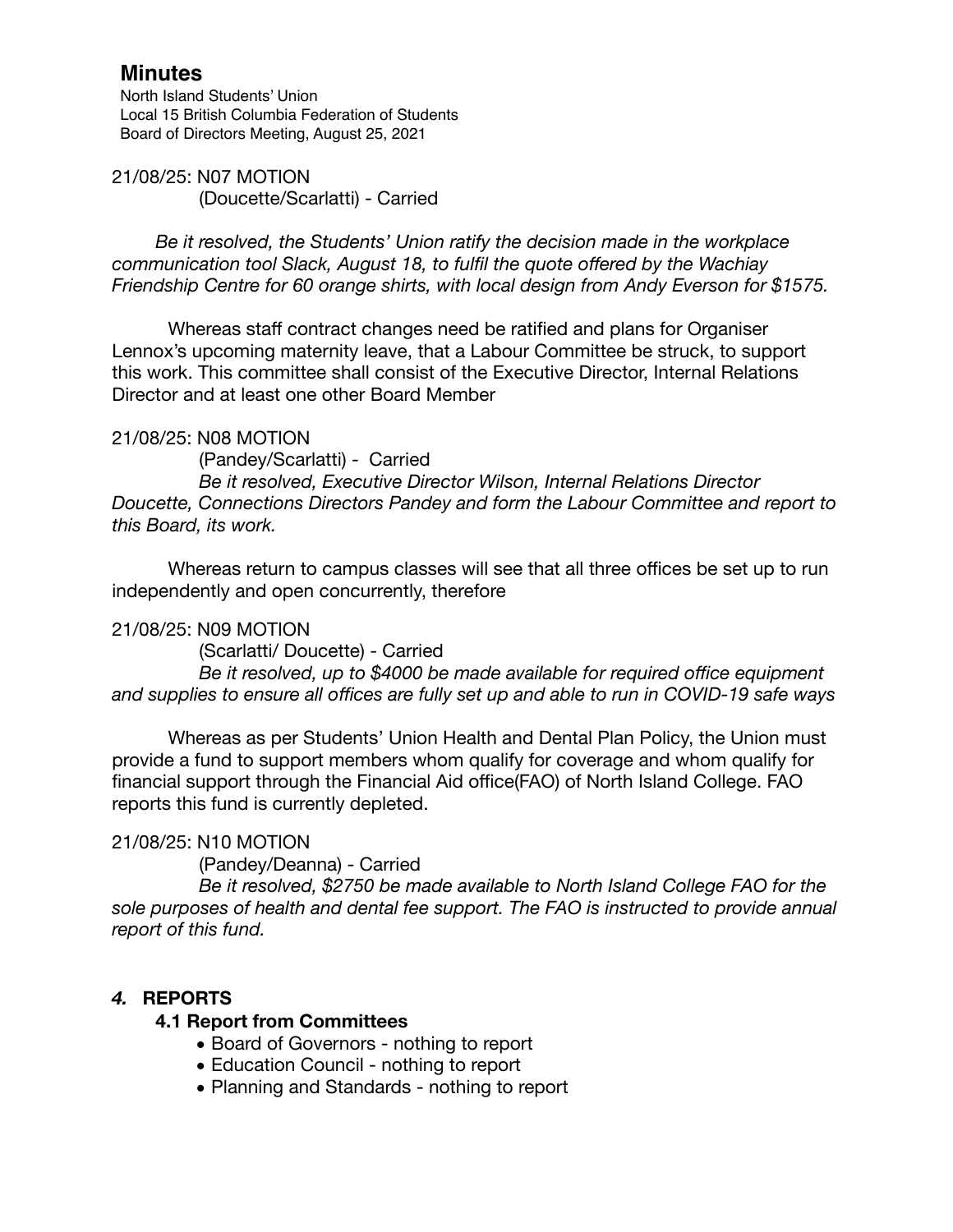# Minutes

North Island Students' Union
Local 15 British Columbia Federation of Students
Board of Directors Meeting, August 25, 2021

21/08/25: N07 MOTION
(Doucette/Scarlatti) - Carried

*Be it resolved, the Students' Union ratify the decision made in the workplace communication tool Slack, August 18, to fulfil the quote offered by the Wachiay Friendship Centre for 60 orange shirts, with local design from Andy Everson for $1575.*

Whereas staff contract changes need be ratified and plans for Organiser Lennox's upcoming maternity leave, that a Labour Committee be struck, to support this work. This committee shall consist of the Executive Director, Internal Relations Director and at least one other Board Member

21/08/25: N08 MOTION
(Pandey/Scarlatti) - Carried
*Be it resolved, Executive Director Wilson, Internal Relations Director Doucette, Connections Directors Pandey and form the Labour Committee and report to this Board, its work.*

Whereas return to campus classes will see that all three offices be set up to run independently and open concurrently, therefore

21/08/25: N09 MOTION
(Scarlatti/ Doucette) - Carried
*Be it resolved, up to $4000 be made available for required office equipment and supplies to ensure all offices are fully set up and able to run in COVID-19 safe ways*

Whereas as per Students' Union Health and Dental Plan Policy, the Union must provide a fund to support members whom qualify for coverage and whom qualify for financial support through the Financial Aid office(FAO) of North Island College. FAO reports this fund is currently depleted.

21/08/25: N10 MOTION
(Pandey/Deanna) - Carried
*Be it resolved, $2750 be made available to North Island College FAO for the sole purposes of health and dental fee support. The FAO is instructed to provide annual report of this fund.*

## *4.* REPORTS

### 4.1 Report from Committees

- Board of Governors - nothing to report
- Education Council - nothing to report
- Planning and Standards - nothing to report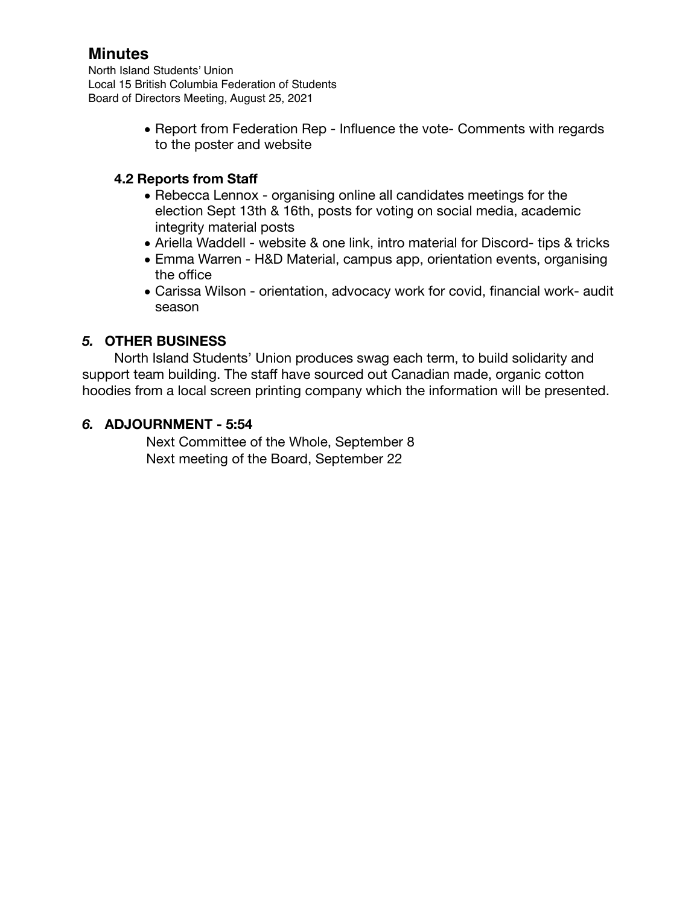- Report from Federation Rep - Influence the vote- Comments with regards to the poster and website

### 4.2 Reports from Staff

- Rebecca Lennox - organising online all candidates meetings for the election Sept 13th & 16th, posts for voting on social media, academic integrity material posts
- Ariella Waddell - website & one link, intro material for Discord- tips & tricks
- Emma Warren - H&D Material, campus app, orientation events, organising the office
- Carissa Wilson - orientation, advocacy work for covid, financial work- audit season

## *5.* OTHER BUSINESS

North Island Students' Union produces swag each term, to build solidarity and support team building. The staff have sourced out Canadian made, organic cotton hoodies from a local screen printing company which the information will be presented.

## *6.* ADJOURNMENT - 5:54

Next Committee of the Whole, September 8
Next meeting of the Board, September 22